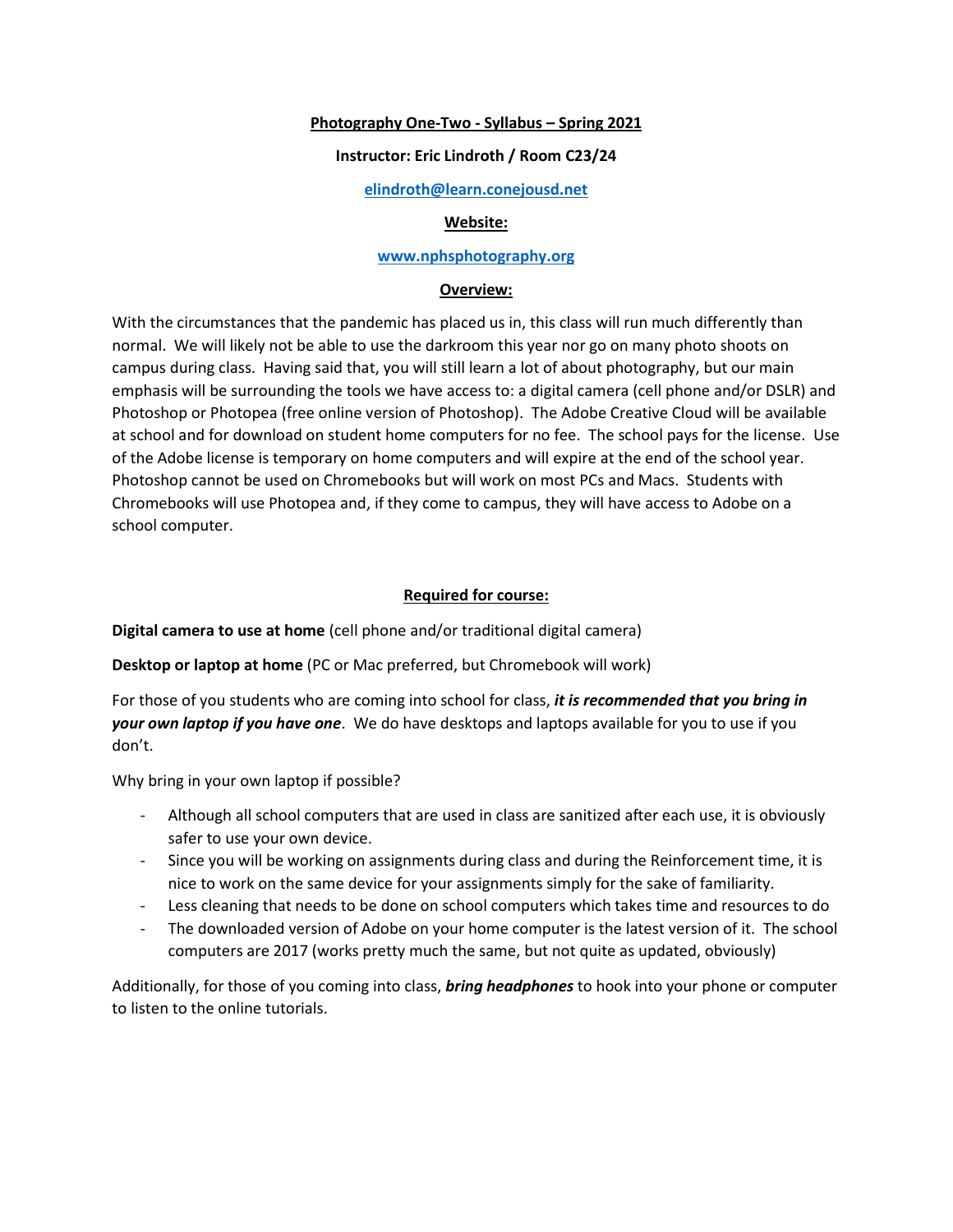# Photography One-Two - Syllabus – Spring 2021

**Instructor: Eric Lindroth / Room C23/24**

[elindroth@learn.conejousd.net](mailto:elindroth@learn.conejousd.net)

## Website:

[www.nphsphotography.org](http://www.nphsphotography.org)

## Overview:

With the circumstances that the pandemic has placed us in, this class will run much differently than normal. We will likely not be able to use the darkroom this year nor go on many photo shoots on campus during class. Having said that, you will still learn a lot of about photography, but our main emphasis will be surrounding the tools we have access to: a digital camera (cell phone and/or DSLR) and Photoshop or Photopea (free online version of Photoshop). The Adobe Creative Cloud will be available at school and for download on student home computers for no fee. The school pays for the license. Use of the Adobe license is temporary on home computers and will expire at the end of the school year. Photoshop cannot be used on Chromebooks but will work on most PCs and Macs. Students with Chromebooks will use Photopea and, if they come to campus, they will have access to Adobe on a school computer.

## Required for course:

**Digital camera to use at home** (cell phone and/or traditional digital camera)

**Desktop or laptop at home** (PC or Mac preferred, but Chromebook will work)

For those of you students who are coming into school for class, ***it is recommended that you bring in your own laptop if you have one***. We do have desktops and laptops available for you to use if you don't.

Why bring in your own laptop if possible?

- Although all school computers that are used in class are sanitized after each use, it is obviously safer to use your own device.
- Since you will be working on assignments during class and during the Reinforcement time, it is nice to work on the same device for your assignments simply for the sake of familiarity.
- Less cleaning that needs to be done on school computers which takes time and resources to do
- The downloaded version of Adobe on your home computer is the latest version of it. The school computers are 2017 (works pretty much the same, but not quite as updated, obviously)

Additionally, for those of you coming into class, ***bring headphones*** to hook into your phone or computer to listen to the online tutorials.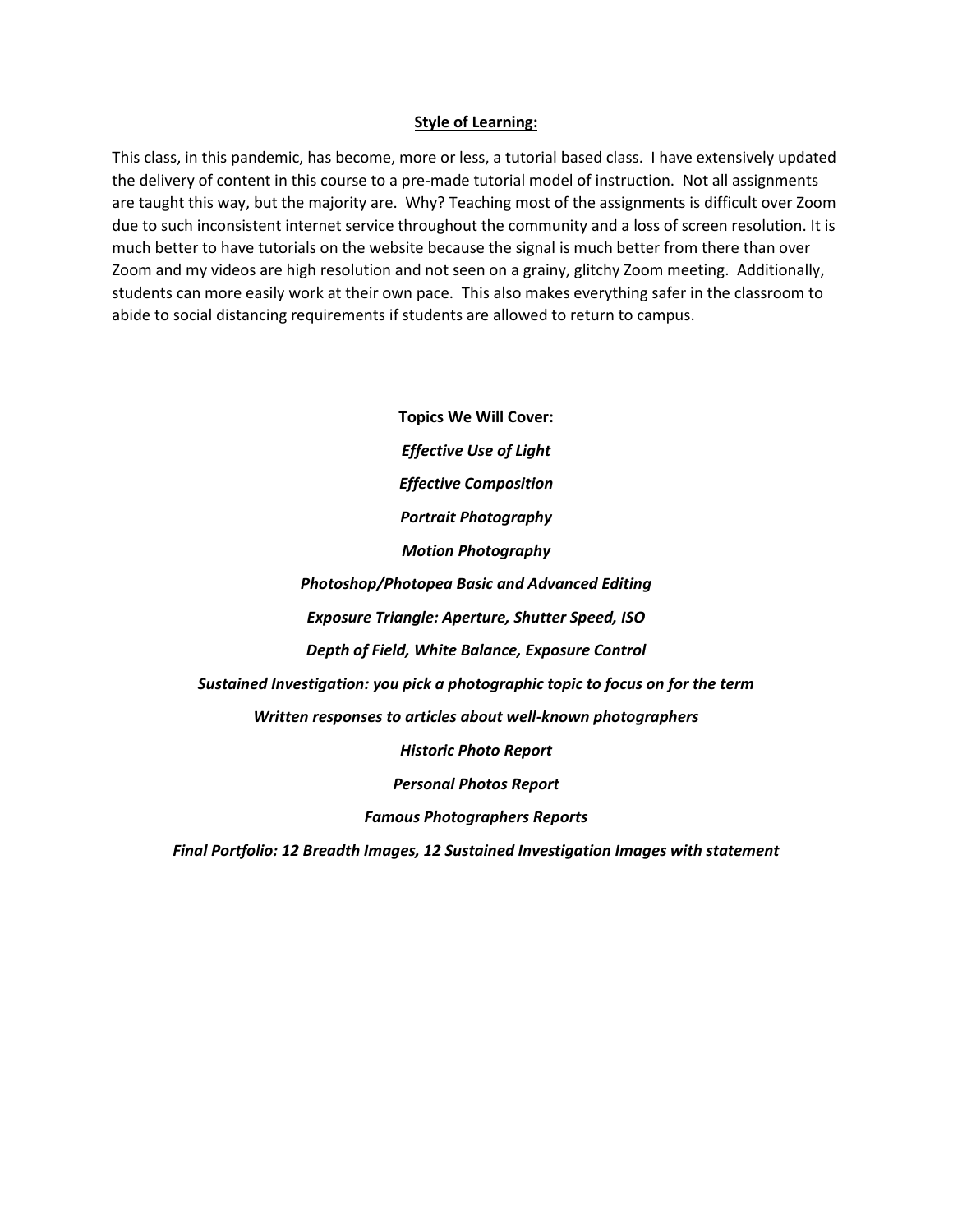## Style of Learning:

This class, in this pandemic, has become, more or less, a tutorial based class. I have extensively updated the delivery of content in this course to a pre-made tutorial model of instruction. Not all assignments are taught this way, but the majority are. Why? Teaching most of the assignments is difficult over Zoom due to such inconsistent internet service throughout the community and a loss of screen resolution. It is much better to have tutorials on the website because the signal is much better from there than over Zoom and my videos are high resolution and not seen on a grainy, glitchy Zoom meeting. Additionally, students can more easily work at their own pace. This also makes everything safer in the classroom to abide to social distancing requirements if students are allowed to return to campus.

## Topics We Will Cover:

***Effective Use of Light***

***Effective Composition***

***Portrait Photography***

***Motion Photography***

***Photoshop/Photopea Basic and Advanced Editing***

***Exposure Triangle: Aperture, Shutter Speed, ISO***

***Depth of Field, White Balance, Exposure Control***

***Sustained Investigation: you pick a photographic topic to focus on for the term***

***Written responses to articles about well-known photographers***

***Historic Photo Report***

***Personal Photos Report***

***Famous Photographers Reports***

***Final Portfolio: 12 Breadth Images, 12 Sustained Investigation Images with statement***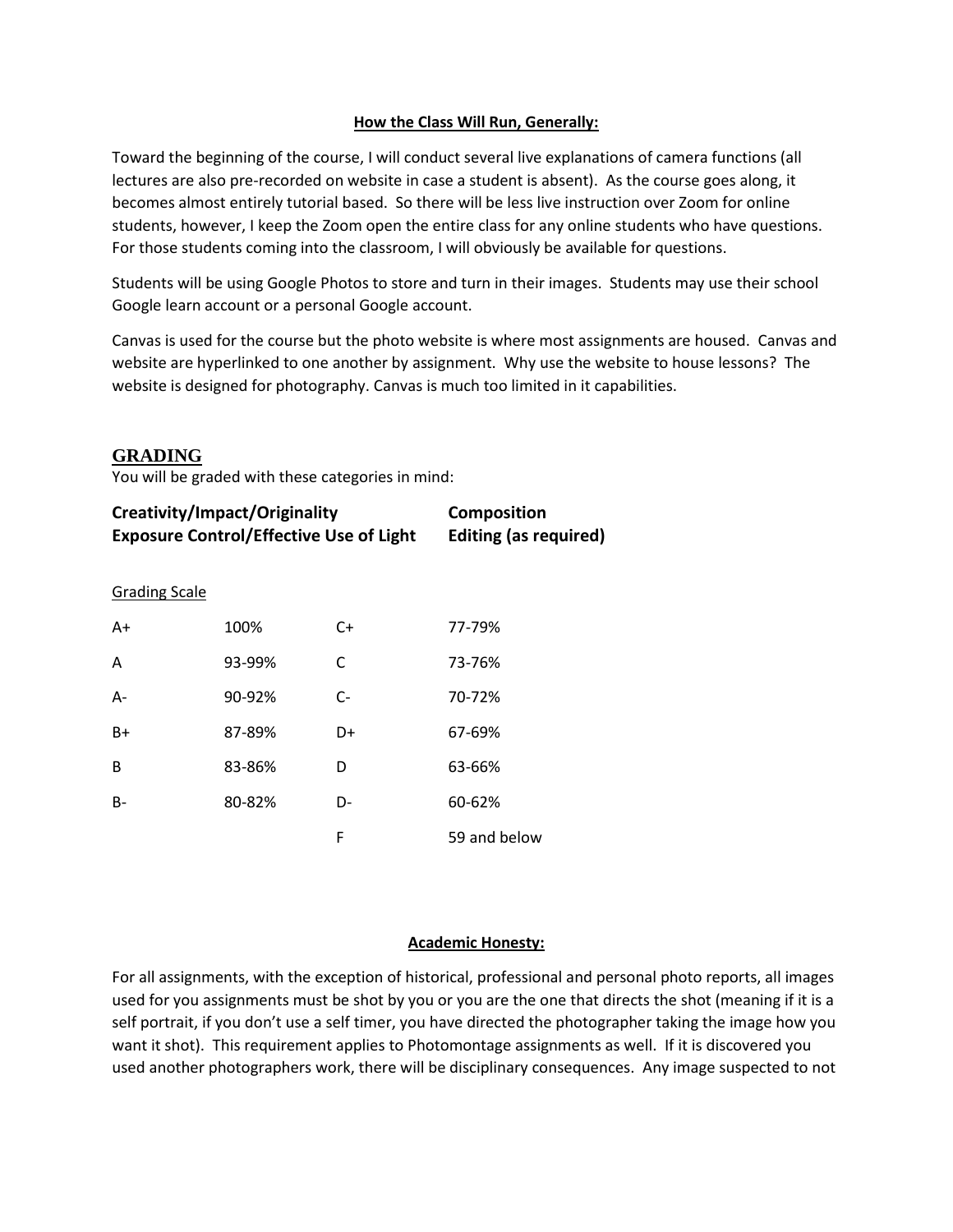**How the Class Will Run, Generally:**

Toward the beginning of the course, I will conduct several live explanations of camera functions (all lectures are also pre-recorded on website in case a student is absent). As the course goes along, it becomes almost entirely tutorial based. So there will be less live instruction over Zoom for online students, however, I keep the Zoom open the entire class for any online students who have questions. For those students coming into the classroom, I will obviously be available for questions.

Students will be using Google Photos to store and turn in their images. Students may use their school Google learn account or a personal Google account.

Canvas is used for the course but the photo website is where most assignments are housed. Canvas and website are hyperlinked to one another by assignment. Why use the website to house lessons? The website is designed for photography. Canvas is much too limited in it capabilities.

## GRADING

You will be graded with these categories in mind:

**Creativity/Impact/Originality** **Composition**
**Exposure Control/Effective Use of Light** **Editing (as required)**

Grading Scale

| | | | |
|---|---|---|---|
| A+ | 100% | C+ | 77-79% |
| A | 93-99% | C | 73-76% |
| A- | 90-92% | C- | 70-72% |
| B+ | 87-89% | D+ | 67-69% |
| B | 83-86% | D | 63-66% |
| B- | 80-82% | D- | 60-62% |
| | | F | 59 and below |

**Academic Honesty:**

For all assignments, with the exception of historical, professional and personal photo reports, all images used for you assignments must be shot by you or you are the one that directs the shot (meaning if it is a self portrait, if you don't use a self timer, you have directed the photographer taking the image how you want it shot). This requirement applies to Photomontage assignments as well. If it is discovered you used another photographers work, there will be disciplinary consequences. Any image suspected to not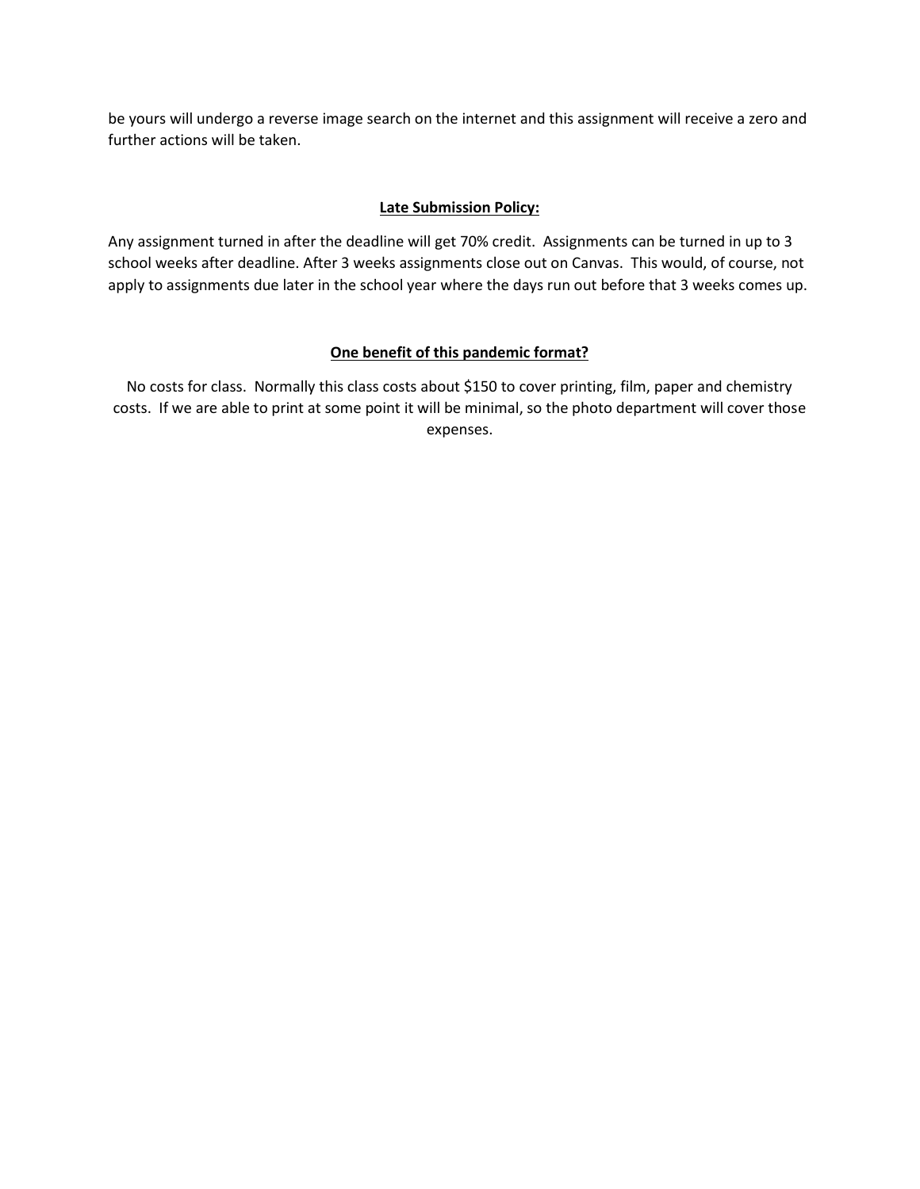be yours will undergo a reverse image search on the internet and this assignment will receive a zero and further actions will be taken.

**Late Submission Policy:**

Any assignment turned in after the deadline will get 70% credit. Assignments can be turned in up to 3 school weeks after deadline. After 3 weeks assignments close out on Canvas. This would, of course, not apply to assignments due later in the school year where the days run out before that 3 weeks comes up.

**One benefit of this pandemic format?**

No costs for class. Normally this class costs about $150 to cover printing, film, paper and chemistry costs. If we are able to print at some point it will be minimal, so the photo department will cover those expenses.